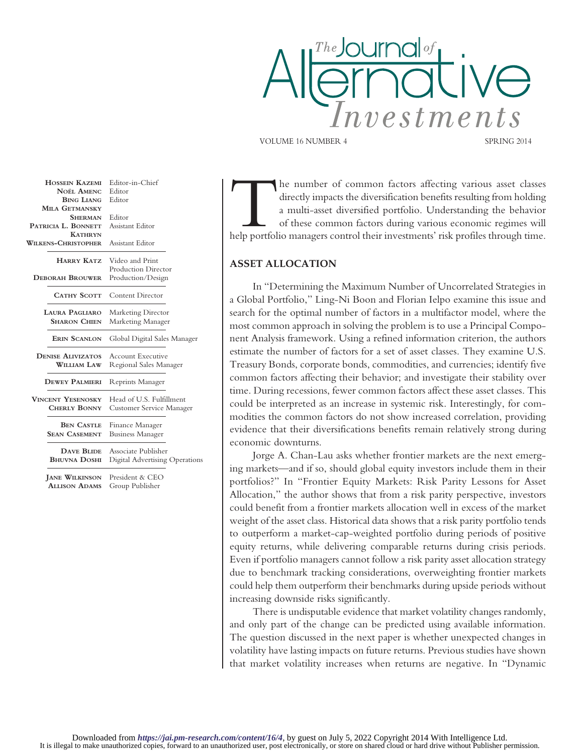# The Journal of Alternative Investments

VOLUME 16 NUMBER 4 SPRING 2014

**Hossein Kazemi** Editor-in-Chief
**Noël Amenc** Editor
**Bing Liang** Editor
**Mila Getmansky Sherman** Editor
**Patricia L. Bonnett** Assistant Editor
**Kathryn Wilkens-Christopher** Assistant Editor

**Harry Katz** Video and Print Production Director
**Deborah Brouwer** Production/Design

**Cathy Scott** Content Director

**Laura Pagliaro** Marketing Director
**Sharon Chien** Marketing Manager

**Erin Scanlon** Global Digital Sales Manager

**Denise Alivizatos** Account Executive
**William Law** Regional Sales Manager

**Dewey Palmieri** Reprints Manager

**Vincent Yesenosky** Head of U.S. Fulfillment
**Cherly Bonny** Customer Service Manager

**Ben Castle** Finance Manager
**Sean Casement** Business Manager

**Dave Blide** Associate Publisher
**Bhuvna Doshi** Digital Advertising Operations

**Jane Wilkinson** President & CEO
**Allison Adams** Group Publisher

The number of common factors affecting various asset classes directly impacts the diversification benefits resulting from holding a multi-asset diversified portfolio. Understanding the behavior of these common factors during various economic regimes will help portfolio managers control their investments' risk profiles through time.

## ASSET ALLOCATION

In "Determining the Maximum Number of Uncorrelated Strategies in a Global Portfolio," Ling-Ni Boon and Florian Ielpo examine this issue and search for the optimal number of factors in a multifactor model, where the most common approach in solving the problem is to use a Principal Component Analysis framework. Using a refined information criterion, the authors estimate the number of factors for a set of asset classes. They examine U.S. Treasury Bonds, corporate bonds, commodities, and currencies; identify five common factors affecting their behavior; and investigate their stability over time. During recessions, fewer common factors affect these asset classes. This could be interpreted as an increase in systemic risk. Interestingly, for commodities the common factors do not show increased correlation, providing evidence that their diversifications benefits remain relatively strong during economic downturns.

Jorge A. Chan-Lau asks whether frontier markets are the next emerging markets—and if so, should global equity investors include them in their portfolios?" In "Frontier Equity Markets: Risk Parity Lessons for Asset Allocation," the author shows that from a risk parity perspective, investors could benefit from a frontier markets allocation well in excess of the market weight of the asset class. Historical data shows that a risk parity portfolio tends to outperform a market-cap-weighted portfolio during periods of positive equity returns, while delivering comparable returns during crisis periods. Even if portfolio managers cannot follow a risk parity asset allocation strategy due to benchmark tracking considerations, overweighting frontier markets could help them outperform their benchmarks during upside periods without increasing downside risks significantly.

There is undisputable evidence that market volatility changes randomly, and only part of the change can be predicted using available information. The question discussed in the next paper is whether unexpected changes in volatility have lasting impacts on future returns. Previous studies have shown that market volatility increases when returns are negative. In "Dynamic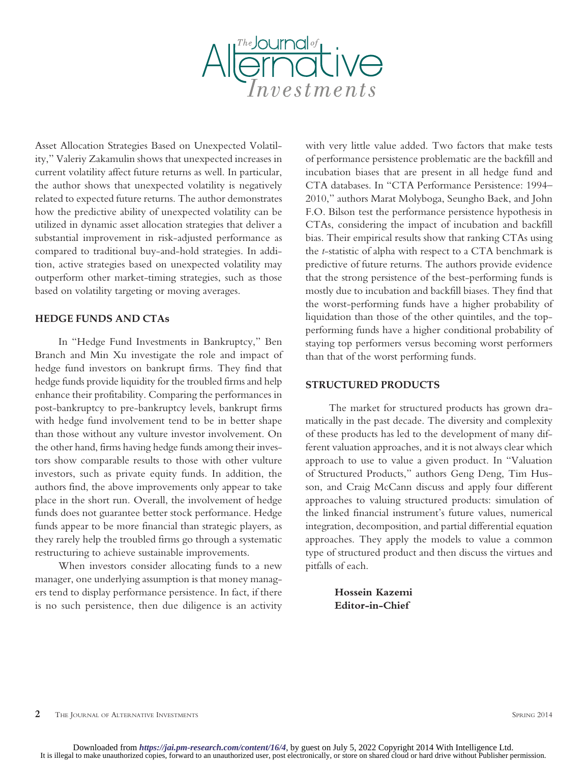Asset Allocation Strategies Based on Unexpected Volatility," Valeriy Zakamulin shows that unexpected increases in current volatility affect future returns as well. In particular, the author shows that unexpected volatility is negatively related to expected future returns. The author demonstrates how the predictive ability of unexpected volatility can be utilized in dynamic asset allocation strategies that deliver a substantial improvement in risk-adjusted performance as compared to traditional buy-and-hold strategies. In addition, active strategies based on unexpected volatility may outperform other market-timing strategies, such as those based on volatility targeting or moving averages.

## HEDGE FUNDS AND CTAs

In "Hedge Fund Investments in Bankruptcy," Ben Branch and Min Xu investigate the role and impact of hedge fund investors on bankrupt firms. They find that hedge funds provide liquidity for the troubled firms and help enhance their profitability. Comparing the performances in post-bankruptcy to pre-bankruptcy levels, bankrupt firms with hedge fund involvement tend to be in better shape than those without any vulture investor involvement. On the other hand, firms having hedge funds among their investors show comparable results to those with other vulture investors, such as private equity funds. In addition, the authors find, the above improvements only appear to take place in the short run. Overall, the involvement of hedge funds does not guarantee better stock performance. Hedge funds appear to be more financial than strategic players, as they rarely help the troubled firms go through a systematic restructuring to achieve sustainable improvements.

When investors consider allocating funds to a new manager, one underlying assumption is that money managers tend to display performance persistence. In fact, if there is no such persistence, then due diligence is an activity with very little value added. Two factors that make tests of performance persistence problematic are the backfill and incubation biases that are present in all hedge fund and CTA databases. In "CTA Performance Persistence: 1994–2010," authors Marat Molyboga, Seungho Baek, and John F.O. Bilson test the performance persistence hypothesis in CTAs, considering the impact of incubation and backfill bias. Their empirical results show that ranking CTAs using the *t*-statistic of alpha with respect to a CTA benchmark is predictive of future returns. The authors provide evidence that the strong persistence of the best-performing funds is mostly due to incubation and backfill biases. They find that the worst-performing funds have a higher probability of liquidation than those of the other quintiles, and the top-performing funds have a higher conditional probability of staying top performers versus becoming worst performers than that of the worst performing funds.

## STRUCTURED PRODUCTS

The market for structured products has grown dramatically in the past decade. The diversity and complexity of these products has led to the development of many different valuation approaches, and it is not always clear which approach to use to value a given product. In "Valuation of Structured Products," authors Geng Deng, Tim Husson, and Craig McCann discuss and apply four different approaches to valuing structured products: simulation of the linked financial instrument's future values, numerical integration, decomposition, and partial differential equation approaches. They apply the models to value a common type of structured product and then discuss the virtues and pitfalls of each.

**Hossein Kazemi**
**Editor-in-Chief**